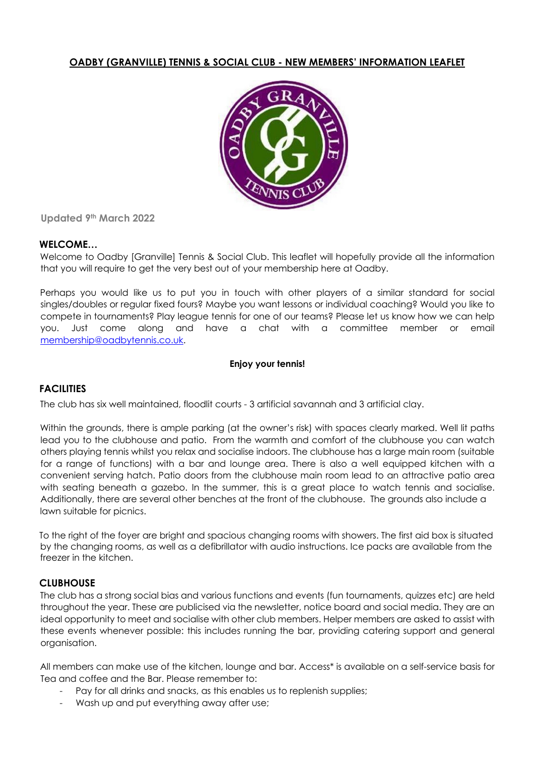# OADBY (GRANVILLE) TENNIS & SOCIAL CLUB - NEW MEMBERS' INFORMATION LEAFLET

Updated 9th March 2022

## WELCOME…

Welcome to Oadby [Granville] Tennis & Social Club. This leaflet will hopefully provide all the information that you will require to get the very best out of your membership here at Oadby.

Perhaps you would like us to put you in touch with other players of a similar standard for social singles/doubles or regular fixed fours? Maybe you want lessons or individual coaching? Would you like to compete in tournaments? Play league tennis for one of our teams? Please let us know how we can help you. Just come along and have a chat with a committee member or email membership@oadbytennis.co.uk.

**Enjoy your tennis!**

## FACILITIES

The club has six well maintained, floodlit courts - 3 artificial savannah and 3 artificial clay.

Within the grounds, there is ample parking (at the owner's risk) with spaces clearly marked. Well lit paths lead you to the clubhouse and patio. From the warmth and comfort of the clubhouse you can watch others playing tennis whilst you relax and socialise indoors. The clubhouse has a large main room (suitable for a range of functions) with a bar and lounge area. There is also a well equipped kitchen with a convenient serving hatch. Patio doors from the clubhouse main room lead to an attractive patio area with seating beneath a gazebo. In the summer, this is a great place to watch tennis and socialise. Additionally, there are several other benches at the front of the clubhouse. The grounds also include a lawn suitable for picnics.

To the right of the foyer are bright and spacious changing rooms with showers. The first aid box is situated by the changing rooms, as well as a defibrillator with audio instructions. Ice packs are available from the freezer in the kitchen.

## CLUBHOUSE

The club has a strong social bias and various functions and events (fun tournaments, quizzes etc) are held throughout the year. These are publicised via the newsletter, notice board and social media. They are an ideal opportunity to meet and socialise with other club members. Helper members are asked to assist with these events whenever possible: this includes running the bar, providing catering support and general organisation.

All members can make use of the kitchen, lounge and bar. Access* is available on a self-service basis for Tea and coffee and the Bar. Please remember to:

- Pay for all drinks and snacks, as this enables us to replenish supplies;
- Wash up and put everything away after use;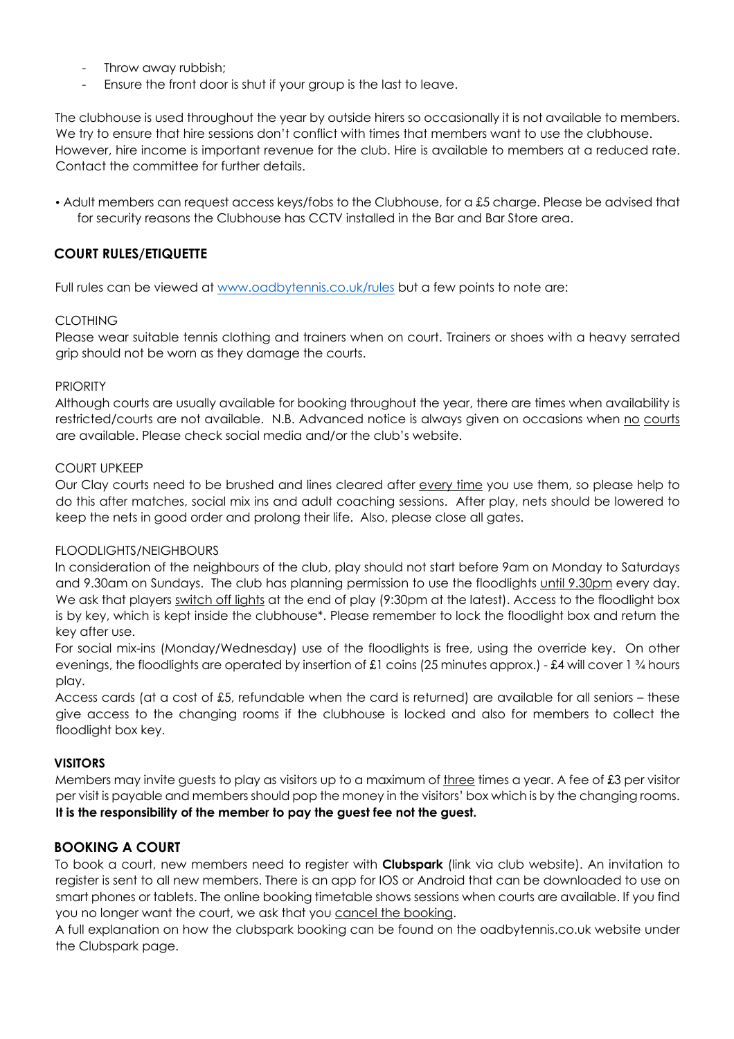- Throw away rubbish;
- Ensure the front door is shut if your group is the last to leave.

The clubhouse is used throughout the year by outside hirers so occasionally it is not available to members. We try to ensure that hire sessions don't conflict with times that members want to use the clubhouse. However, hire income is important revenue for the club. Hire is available to members at a reduced rate. Contact the committee for further details.

• Adult members can request access keys/fobs to the Clubhouse, for a £5 charge. Please be advised that for security reasons the Clubhouse has CCTV installed in the Bar and Bar Store area.

## COURT RULES/ETIQUETTE

Full rules can be viewed at www.oadbytennis.co.uk/rules but a few points to note are:

### CLOTHING

Please wear suitable tennis clothing and trainers when on court. Trainers or shoes with a heavy serrated grip should not be worn as they damage the courts.

### PRIORITY

Although courts are usually available for booking throughout the year, there are times when availability is restricted/courts are not available. N.B. Advanced notice is always given on occasions when no courts are available. Please check social media and/or the club's website.

### COURT UPKEEP

Our Clay courts need to be brushed and lines cleared after every time you use them, so please help to do this after matches, social mix ins and adult coaching sessions. After play, nets should be lowered to keep the nets in good order and prolong their life. Also, please close all gates.

### FLOODLIGHTS/NEIGHBOURS

In consideration of the neighbours of the club, play should not start before 9am on Monday to Saturdays and 9.30am on Sundays. The club has planning permission to use the floodlights until 9.30pm every day. We ask that players switch off lights at the end of play (9:30pm at the latest). Access to the floodlight box is by key, which is kept inside the clubhouse*. Please remember to lock the floodlight box and return the key after use.

For social mix-ins (Monday/Wednesday) use of the floodlights is free, using the override key. On other evenings, the floodlights are operated by insertion of £1 coins (25 minutes approx.) - £4 will cover 1 ¾ hours play.

Access cards (at a cost of £5, refundable when the card is returned) are available for all seniors – these give access to the changing rooms if the clubhouse is locked and also for members to collect the floodlight box key.

## VISITORS

Members may invite guests to play as visitors up to a maximum of three times a year. A fee of £3 per visitor per visit is payable and members should pop the money in the visitors' box which is by the changing rooms. **It is the responsibility of the member to pay the guest fee not the guest.**

## BOOKING A COURT

To book a court, new members need to register with **Clubspark** (link via club website). An invitation to register is sent to all new members. There is an app for IOS or Android that can be downloaded to use on smart phones or tablets. The online booking timetable shows sessions when courts are available. If you find you no longer want the court, we ask that you cancel the booking.

A full explanation on how the clubspark booking can be found on the oadbytennis.co.uk website under the Clubspark page.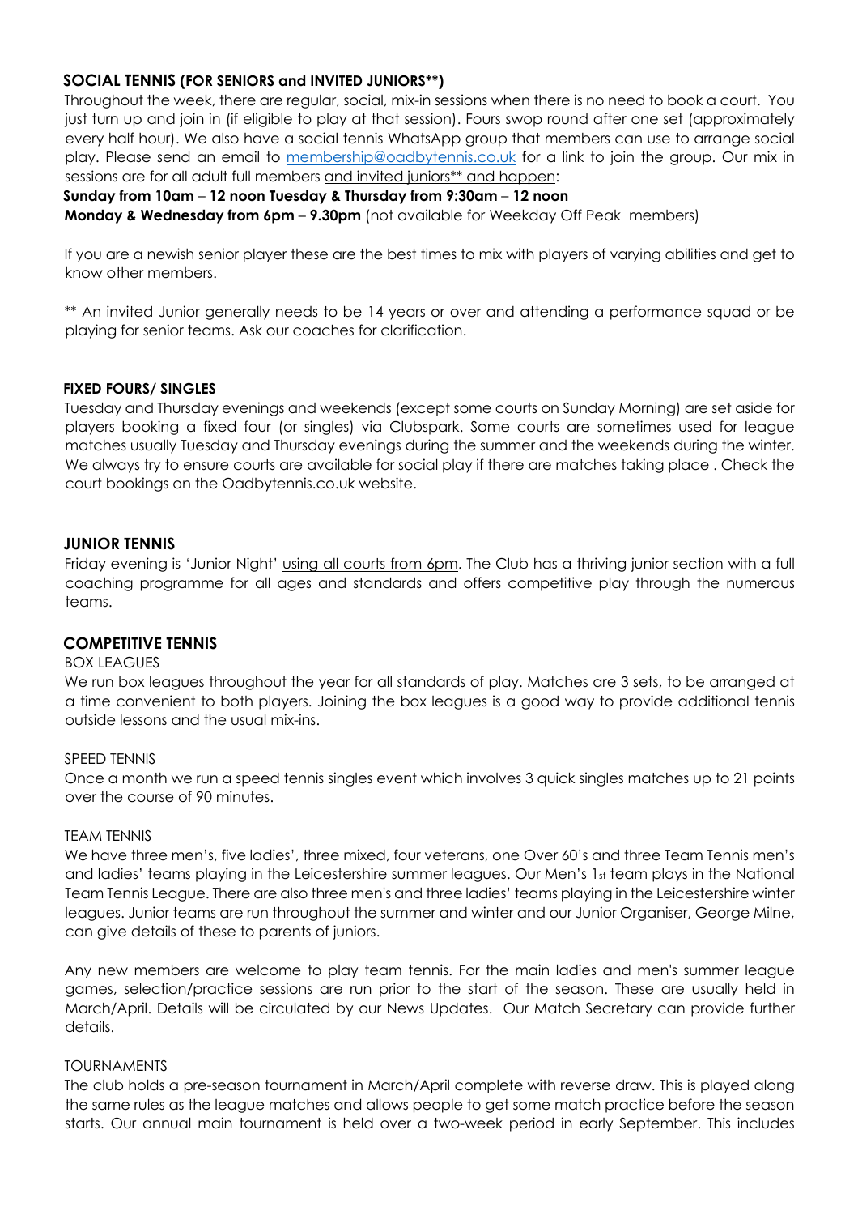## SOCIAL TENNIS (FOR SENIORS and INVITED JUNIORS**)

Throughout the week, there are regular, social, mix-in sessions when there is no need to book a court. You just turn up and join in (if eligible to play at that session). Fours swop round after one set (approximately every half hour). We also have a social tennis WhatsApp group that members can use to arrange social play. Please send an email to membership@oadbytennis.co.uk for a link to join the group. Our mix in sessions are for all adult full members and invited juniors** and happen:

**Sunday from 10am – 12 noon Tuesday & Thursday from 9:30am – 12 noon**
**Monday & Wednesday from 6pm – 9.30pm** (not available for Weekday Off Peak members)

If you are a newish senior player these are the best times to mix with players of varying abilities and get to know other members.

** An invited Junior generally needs to be 14 years or over and attending a performance squad or be playing for senior teams. Ask our coaches for clarification.

## FIXED FOURS/ SINGLES

Tuesday and Thursday evenings and weekends (except some courts on Sunday Morning) are set aside for players booking a fixed four (or singles) via Clubspark. Some courts are sometimes used for league matches usually Tuesday and Thursday evenings during the summer and the weekends during the winter. We always try to ensure courts are available for social play if there are matches taking place . Check the court bookings on the Oadbytennis.co.uk website.

## JUNIOR TENNIS

Friday evening is 'Junior Night' using all courts from 6pm. The Club has a thriving junior section with a full coaching programme for all ages and standards and offers competitive play through the numerous teams.

## COMPETITIVE TENNIS

### BOX LEAGUES

We run box leagues throughout the year for all standards of play. Matches are 3 sets, to be arranged at a time convenient to both players. Joining the box leagues is a good way to provide additional tennis outside lessons and the usual mix-ins.

### SPEED TENNIS

Once a month we run a speed tennis singles event which involves 3 quick singles matches up to 21 points over the course of 90 minutes.

### TEAM TENNIS

We have three men's, five ladies', three mixed, four veterans, one Over 60's and three Team Tennis men's and ladies' teams playing in the Leicestershire summer leagues. Our Men's 1st team plays in the National Team Tennis League. There are also three men's and three ladies' teams playing in the Leicestershire winter leagues. Junior teams are run throughout the summer and winter and our Junior Organiser, George Milne, can give details of these to parents of juniors.

Any new members are welcome to play team tennis. For the main ladies and men's summer league games, selection/practice sessions are run prior to the start of the season. These are usually held in March/April. Details will be circulated by our News Updates. Our Match Secretary can provide further details.

### TOURNAMENTS

The club holds a pre-season tournament in March/April complete with reverse draw. This is played along the same rules as the league matches and allows people to get some match practice before the season starts. Our annual main tournament is held over a two-week period in early September. This includes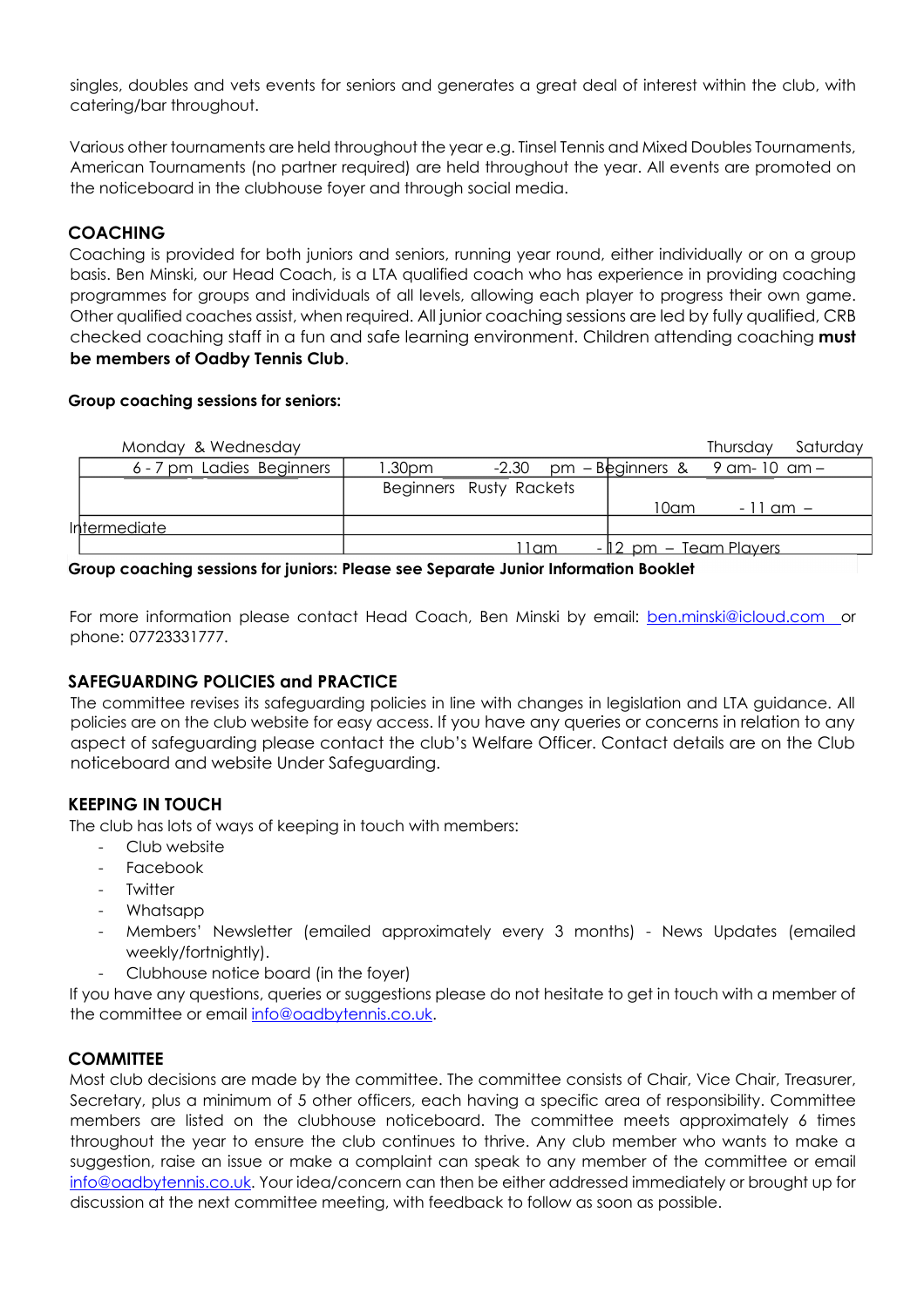singles, doubles and vets events for seniors and generates a great deal of interest within the club, with catering/bar throughout.

Various other tournaments are held throughout the year e.g. Tinsel Tennis and Mixed Doubles Tournaments, American Tournaments (no partner required) are held throughout the year. All events are promoted on the noticeboard in the clubhouse foyer and through social media.

## COACHING

Coaching is provided for both juniors and seniors, running year round, either individually or on a group basis. Ben Minski, our Head Coach, is a LTA qualified coach who has experience in providing coaching programmes for groups and individuals of all levels, allowing each player to progress their own game. Other qualified coaches assist, when required. All junior coaching sessions are led by fully qualified, CRB checked coaching staff in a fun and safe learning environment. Children attending coaching **must be members of Oadby Tennis Club**.

**Group coaching sessions for seniors:**

| Monday & Wednesday | Thursday | Saturday |
|---|---|---|
| 6 - 7 pm Ladies Beginners | 1.30pm -2.30 pm – Beginners & Beginners Rusty Rackets | 9 am- 10 am – |
| | | 10am - 11 am – |
| Intermediate | | |
| | 11am - 12 pm – Team Players | |

**Group coaching sessions for juniors: Please see Separate Junior Information Booklet**

For more information please contact Head Coach, Ben Minski by email: ben.minski@icloud.com or phone: 07723331777.

## SAFEGUARDING POLICIES and PRACTICE

The committee revises its safeguarding policies in line with changes in legislation and LTA guidance. All policies are on the club website for easy access. If you have any queries or concerns in relation to any aspect of safeguarding please contact the club's Welfare Officer. Contact details are on the Club noticeboard and website Under Safeguarding.

## KEEPING IN TOUCH

The club has lots of ways of keeping in touch with members:

- Club website
- Facebook
- Twitter
- Whatsapp
- Members' Newsletter (emailed approximately every 3 months) - News Updates (emailed weekly/fortnightly).
- Clubhouse notice board (in the foyer)

If you have any questions, queries or suggestions please do not hesitate to get in touch with a member of the committee or email info@oadbytennis.co.uk.

## COMMITTEE

Most club decisions are made by the committee. The committee consists of Chair, Vice Chair, Treasurer, Secretary, plus a minimum of 5 other officers, each having a specific area of responsibility. Committee members are listed on the clubhouse noticeboard. The committee meets approximately 6 times throughout the year to ensure the club continues to thrive. Any club member who wants to make a suggestion, raise an issue or make a complaint can speak to any member of the committee or email info@oadbytennis.co.uk. Your idea/concern can then be either addressed immediately or brought up for discussion at the next committee meeting, with feedback to follow as soon as possible.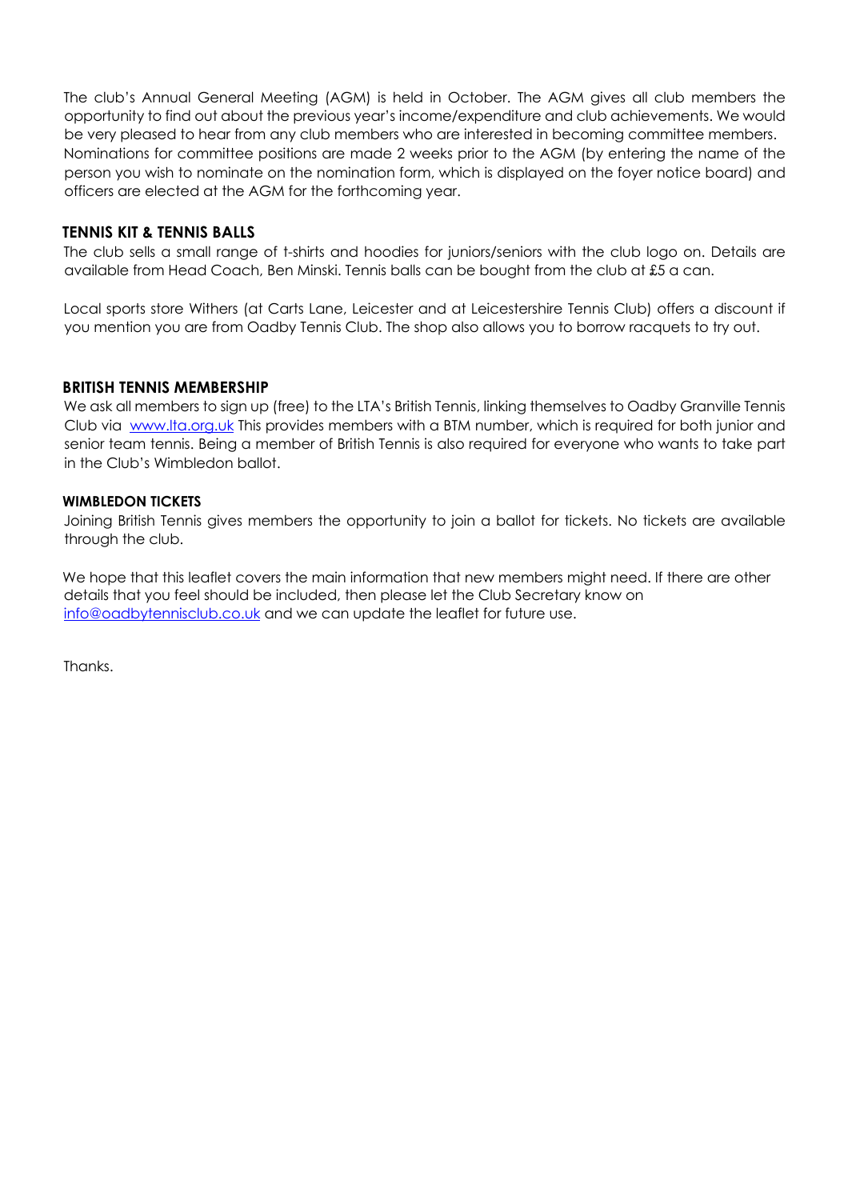The club's Annual General Meeting (AGM) is held in October. The AGM gives all club members the opportunity to find out about the previous year's income/expenditure and club achievements. We would be very pleased to hear from any club members who are interested in becoming committee members. Nominations for committee positions are made 2 weeks prior to the AGM (by entering the name of the person you wish to nominate on the nomination form, which is displayed on the foyer notice board) and officers are elected at the AGM for the forthcoming year.

## TENNIS KIT & TENNIS BALLS

The club sells a small range of t-shirts and hoodies for juniors/seniors with the club logo on. Details are available from Head Coach, Ben Minski. Tennis balls can be bought from the club at £5 a can.

Local sports store Withers (at Carts Lane, Leicester and at Leicestershire Tennis Club) offers a discount if you mention you are from Oadby Tennis Club. The shop also allows you to borrow racquets to try out.

## BRITISH TENNIS MEMBERSHIP

We ask all members to sign up (free) to the LTA's British Tennis, linking themselves to Oadby Granville Tennis Club via [www.lta.org.uk](http://www.lta.org.uk) This provides members with a BTM number, which is required for both junior and senior team tennis. Being a member of British Tennis is also required for everyone who wants to take part in the Club's Wimbledon ballot.

## WIMBLEDON TICKETS

Joining British Tennis gives members the opportunity to join a ballot for tickets. No tickets are available through the club.

We hope that this leaflet covers the main information that new members might need. If there are other details that you feel should be included, then please let the Club Secretary know on [info@oadbytennisclub.co.uk](mailto:info@oadbytennisclub.co.uk) and we can update the leaflet for future use.

Thanks.